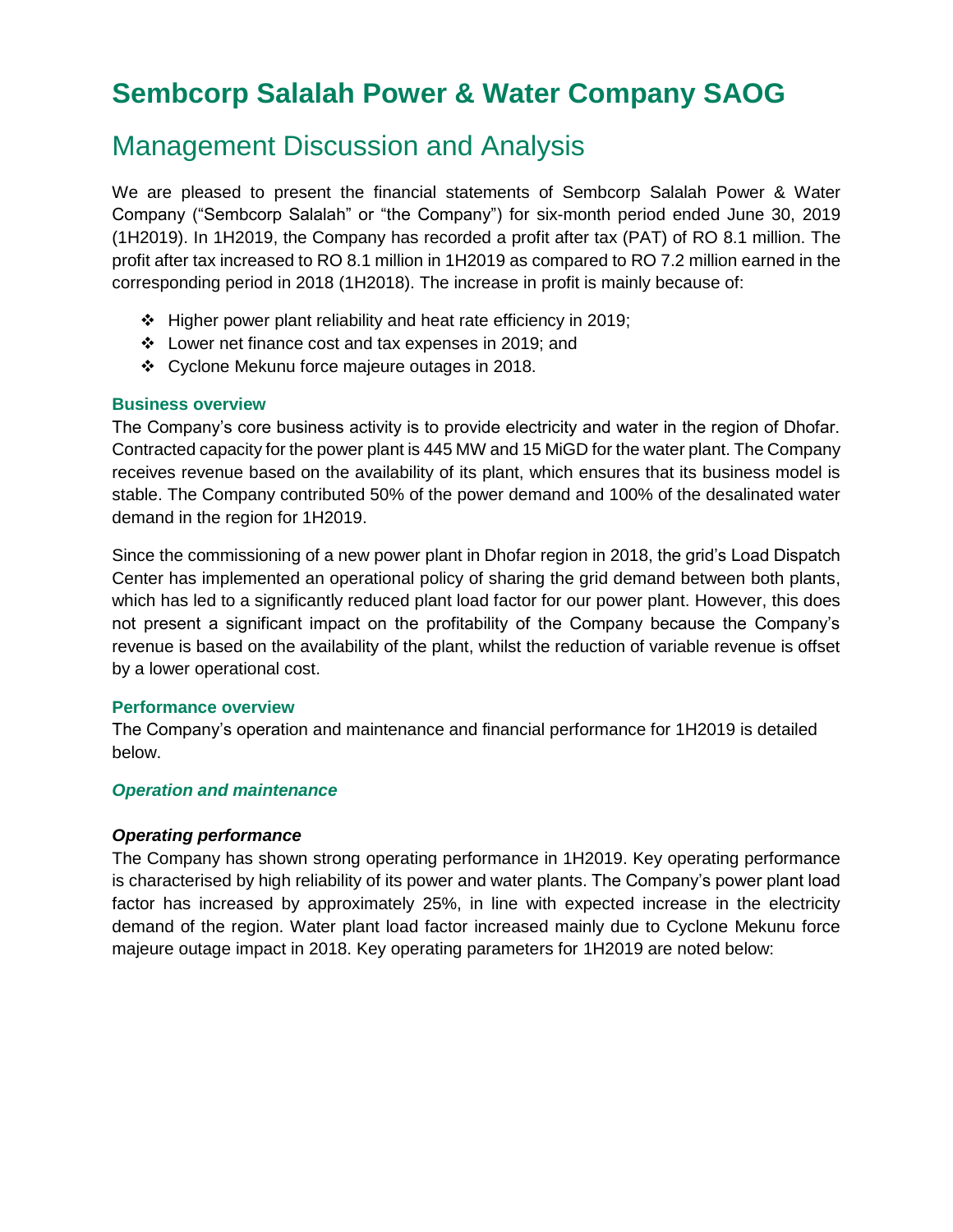# Sembcorp Salalah Power & Water Company SAOG

## Management Discussion and Analysis

We are pleased to present the financial statements of Sembcorp Salalah Power & Water Company ("Sembcorp Salalah" or "the Company") for six-month period ended June 30, 2019 (1H2019). In 1H2019, the Company has recorded a profit after tax (PAT) of RO 8.1 million. The profit after tax increased to RO 8.1 million in 1H2019 as compared to RO 7.2 million earned in the corresponding period in 2018 (1H2018). The increase in profit is mainly because of:

- Higher power plant reliability and heat rate efficiency in 2019;
- Lower net finance cost and tax expenses in 2019; and
- Cyclone Mekunu force majeure outages in 2018.

### Business overview

The Company's core business activity is to provide electricity and water in the region of Dhofar. Contracted capacity for the power plant is 445 MW and 15 MiGD for the water plant. The Company receives revenue based on the availability of its plant, which ensures that its business model is stable. The Company contributed 50% of the power demand and 100% of the desalinated water demand in the region for 1H2019.

Since the commissioning of a new power plant in Dhofar region in 2018, the grid's Load Dispatch Center has implemented an operational policy of sharing the grid demand between both plants, which has led to a significantly reduced plant load factor for our power plant. However, this does not present a significant impact on the profitability of the Company because the Company's revenue is based on the availability of the plant, whilst the reduction of variable revenue is offset by a lower operational cost.

### Performance overview

The Company's operation and maintenance and financial performance for 1H2019 is detailed below.

#### *Operation and maintenance*

#### *Operating performance*

The Company has shown strong operating performance in 1H2019. Key operating performance is characterised by high reliability of its power and water plants. The Company's power plant load factor has increased by approximately 25%, in line with expected increase in the electricity demand of the region. Water plant load factor increased mainly due to Cyclone Mekunu force majeure outage impact in 2018. Key operating parameters for 1H2019 are noted below: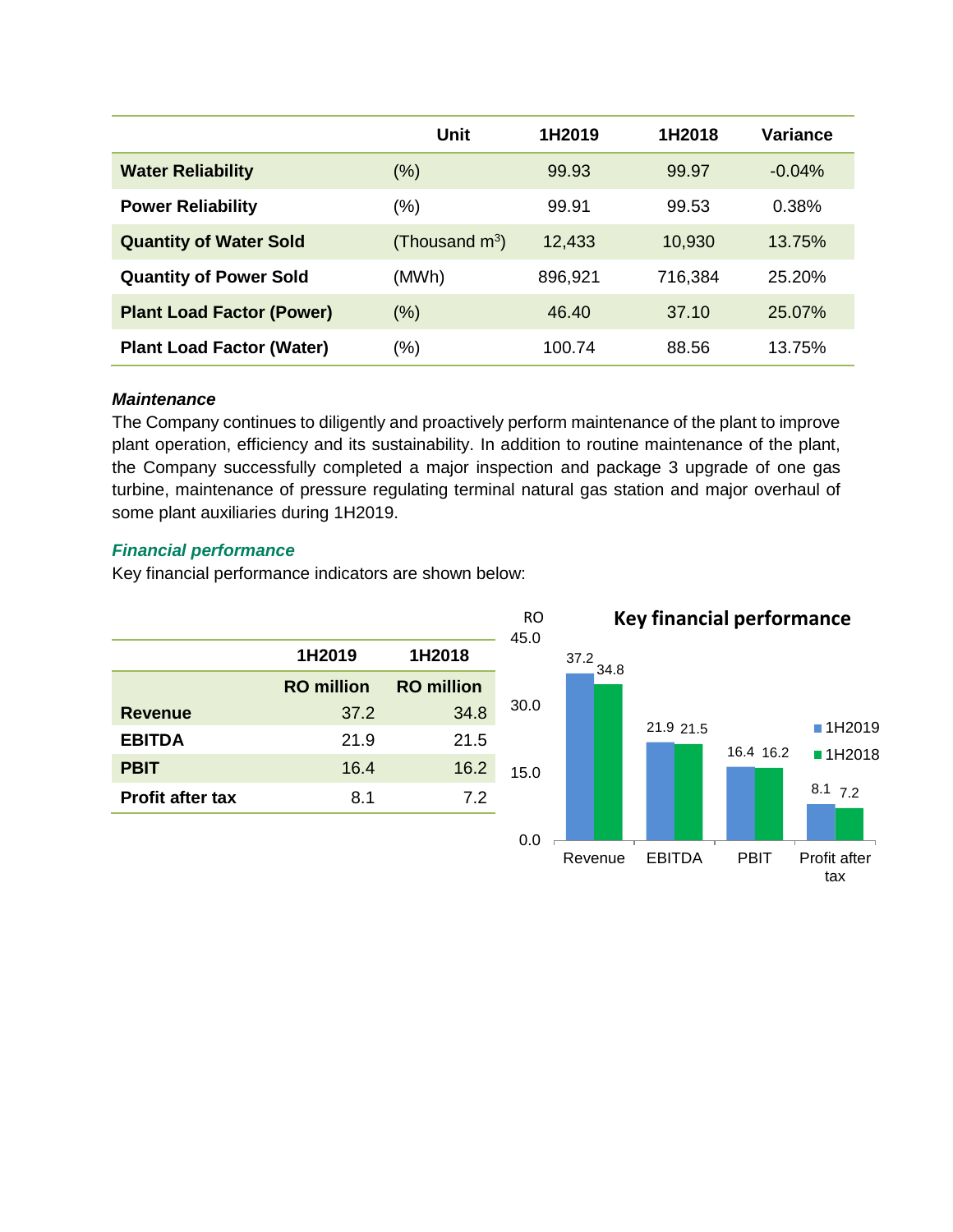| | Unit | 1H2019 | 1H2018 | Variance |
|---|---|---|---|---|
| **Water Reliability** | (%) | 99.93 | 99.97 | -0.04% |
| **Power Reliability** | (%) | 99.91 | 99.53 | 0.38% |
| **Quantity of Water Sold** | (Thousand $m^3$) | 12,433 | 10,930 | 13.75% |
| **Quantity of Power Sold** | (MWh) | 896,921 | 716,384 | 25.20% |
| **Plant Load Factor (Power)** | (%) | 46.40 | 37.10 | 25.07% |
| **Plant Load Factor (Water)** | (%) | 100.74 | 88.56 | 13.75% |

***Maintenance***

The Company continues to diligently and proactively perform maintenance of the plant to improve plant operation, efficiency and its sustainability. In addition to routine maintenance of the plant, the Company successfully completed a major inspection and package 3 upgrade of one gas turbine, maintenance of pressure regulating terminal natural gas station and major overhaul of some plant auxiliaries during 1H2019.

***Financial performance***

Key financial performance indicators are shown below:

| | 1H2019 | 1H2018 |
|---|---|---|
| | **RO million** | **RO million** |
| **Revenue** | 37.2 | 34.8 |
| **EBITDA** | 21.9 | 21.5 |
| **PBIT** | 16.4 | 16.2 |
| **Profit after tax** | 8.1 | 7.2 |

**Key financial performance**

| RO | Revenue | EBITDA | PBIT | Profit after tax |
|---|---|---|---|---|
| 1H2019 | 37.2 | 21.9 | 16.4 | 8.1 |
| 1H2018 | 34.8 | 21.5 | 16.2 | 7.2 |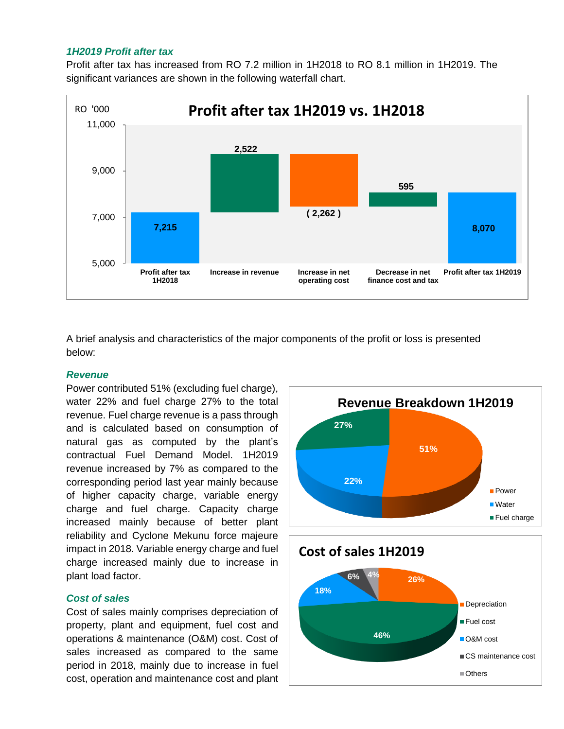### *1H2019 Profit after tax*

Profit after tax has increased from RO 7.2 million in 1H2018 to RO 8.1 million in 1H2019. The significant variances are shown in the following waterfall chart.

**Profit after tax 1H2019 vs. 1H2018**

RO '000

| Item | Value |
|---|---|
| Profit after tax 1H2018 | 7,215 |
| Increase in revenue | 2,522 |
| Increase in net operating cost | ( 2,262 ) |
| Decrease in net finance cost and tax | 595 |
| Profit after tax 1H2019 | 8,070 |

A brief analysis and characteristics of the major components of the profit or loss is presented below:

### *Revenue*

Power contributed 51% (excluding fuel charge), water 22% and fuel charge 27% to the total revenue. Fuel charge revenue is a pass through and is calculated based on consumption of natural gas as computed by the plant's contractual Fuel Demand Model. 1H2019 revenue increased by 7% as compared to the corresponding period last year mainly because of higher capacity charge, variable energy charge and fuel charge. Capacity charge increased mainly because of better plant reliability and Cyclone Mekunu force majeure impact in 2018. Variable energy charge and fuel charge increased mainly due to increase in plant load factor.

**Revenue Breakdown 1H2019**

| Component | Share |
|---|---|
| Power | 51% |
| Water | 22% |
| Fuel charge | 27% |

### *Cost of sales*

Cost of sales mainly comprises depreciation of property, plant and equipment, fuel cost and operations & maintenance (O&M) cost. Cost of sales increased as compared to the same period in 2018, mainly due to increase in fuel cost, operation and maintenance cost and plant

**Cost of sales 1H2019**

| Component | Share |
|---|---|
| Depreciation | 26% |
| Fuel cost | 46% |
| O&M cost | 18% |
| CS maintenance cost | 6% |
| Others | 4% |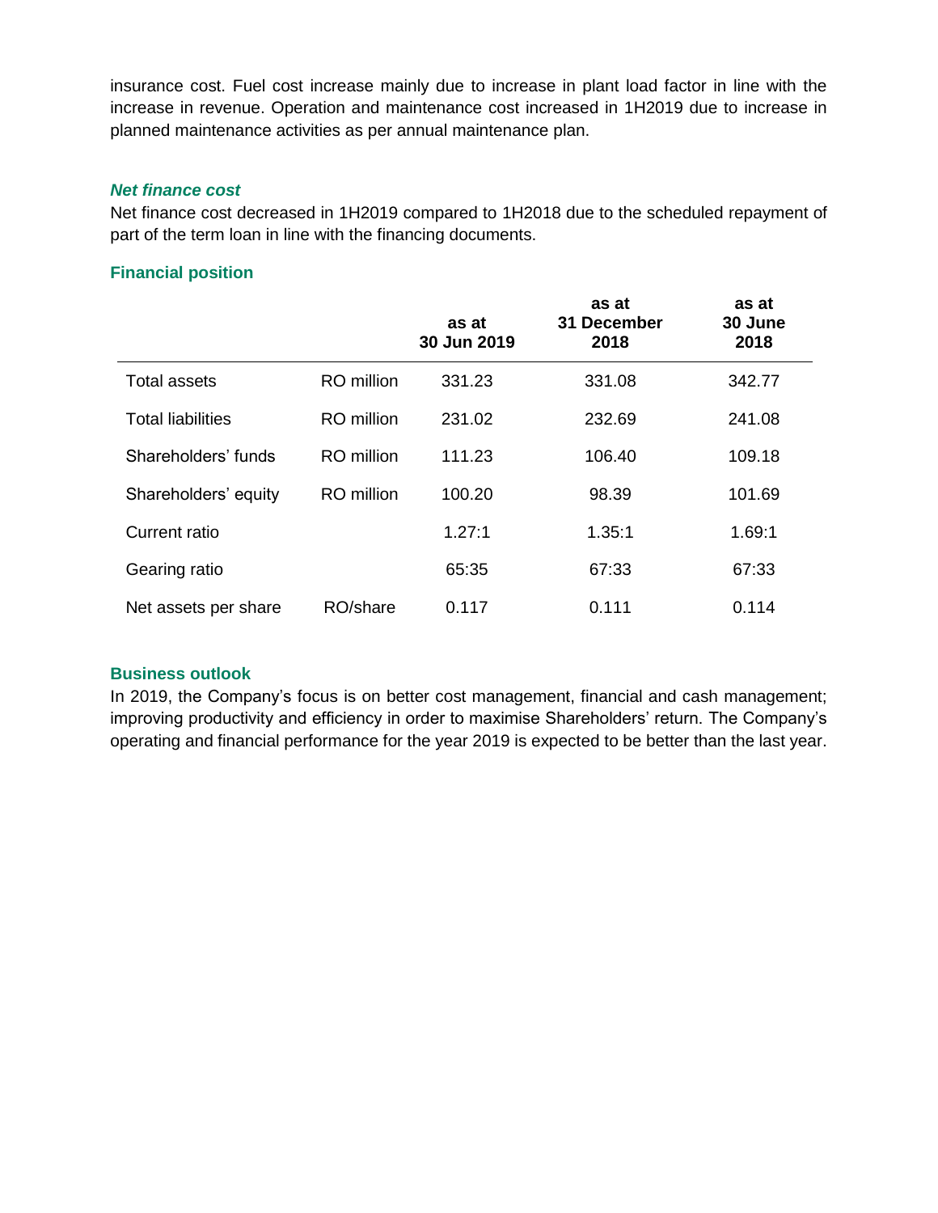insurance cost. Fuel cost increase mainly due to increase in plant load factor in line with the increase in revenue. Operation and maintenance cost increased in 1H2019 due to increase in planned maintenance activities as per annual maintenance plan.

### *Net finance cost*

Net finance cost decreased in 1H2019 compared to 1H2018 due to the scheduled repayment of part of the term loan in line with the financing documents.

## Financial position

| | | as at 30 Jun 2019 | as at 31 December 2018 | as at 30 June 2018 |
|---|---|---|---|---|
| Total assets | RO million | 331.23 | 331.08 | 342.77 |
| Total liabilities | RO million | 231.02 | 232.69 | 241.08 |
| Shareholders' funds | RO million | 111.23 | 106.40 | 109.18 |
| Shareholders' equity | RO million | 100.20 | 98.39 | 101.69 |
| Current ratio | | 1.27:1 | 1.35:1 | 1.69:1 |
| Gearing ratio | | 65:35 | 67:33 | 67:33 |
| Net assets per share | RO/share | 0.117 | 0.111 | 0.114 |

## Business outlook

In 2019, the Company's focus is on better cost management, financial and cash management; improving productivity and efficiency in order to maximise Shareholders' return. The Company's operating and financial performance for the year 2019 is expected to be better than the last year.